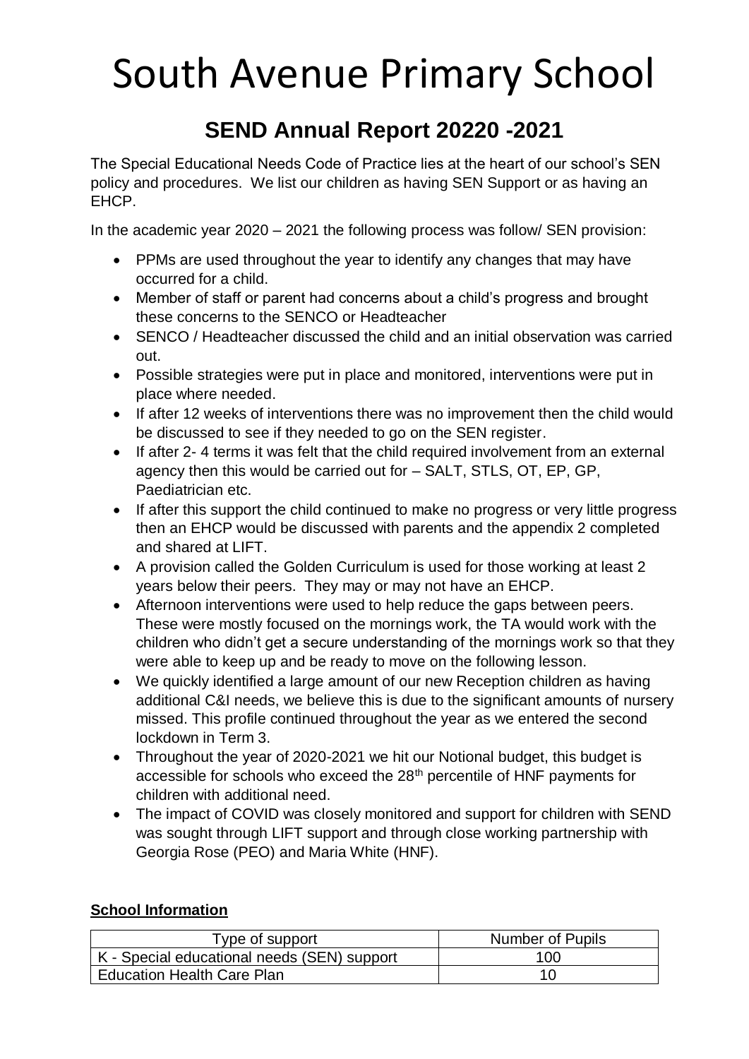# South Avenue Primary School

## SEND Annual Report 20220 -2021

The Special Educational Needs Code of Practice lies at the heart of our school's SEN policy and procedures. We list our children as having SEN Support or as having an EHCP.

In the academic year 2020 – 2021 the following process was follow/ SEN provision:

- PPMs are used throughout the year to identify any changes that may have occurred for a child.
- Member of staff or parent had concerns about a child's progress and brought these concerns to the SENCO or Headteacher
- SENCO / Headteacher discussed the child and an initial observation was carried out.
- Possible strategies were put in place and monitored, interventions were put in place where needed.
- If after 12 weeks of interventions there was no improvement then the child would be discussed to see if they needed to go on the SEN register.
- If after 2- 4 terms it was felt that the child required involvement from an external agency then this would be carried out for – SALT, STLS, OT, EP, GP, Paediatrician etc.
- If after this support the child continued to make no progress or very little progress then an EHCP would be discussed with parents and the appendix 2 completed and shared at LIFT.
- A provision called the Golden Curriculum is used for those working at least 2 years below their peers. They may or may not have an EHCP.
- Afternoon interventions were used to help reduce the gaps between peers. These were mostly focused on the mornings work, the TA would work with the children who didn't get a secure understanding of the mornings work so that they were able to keep up and be ready to move on the following lesson.
- We quickly identified a large amount of our new Reception children as having additional C&I needs, we believe this is due to the significant amounts of nursery missed. This profile continued throughout the year as we entered the second lockdown in Term 3.
- Throughout the year of 2020-2021 we hit our Notional budget, this budget is accessible for schools who exceed the 28th percentile of HNF payments for children with additional need.
- The impact of COVID was closely monitored and support for children with SEND was sought through LIFT support and through close working partnership with Georgia Rose (PEO) and Maria White (HNF).

**School Information**

| Type of support | Number of Pupils |
|---|---|
| K - Special educational needs (SEN) support | 100 |
| Education Health Care Plan | 10 |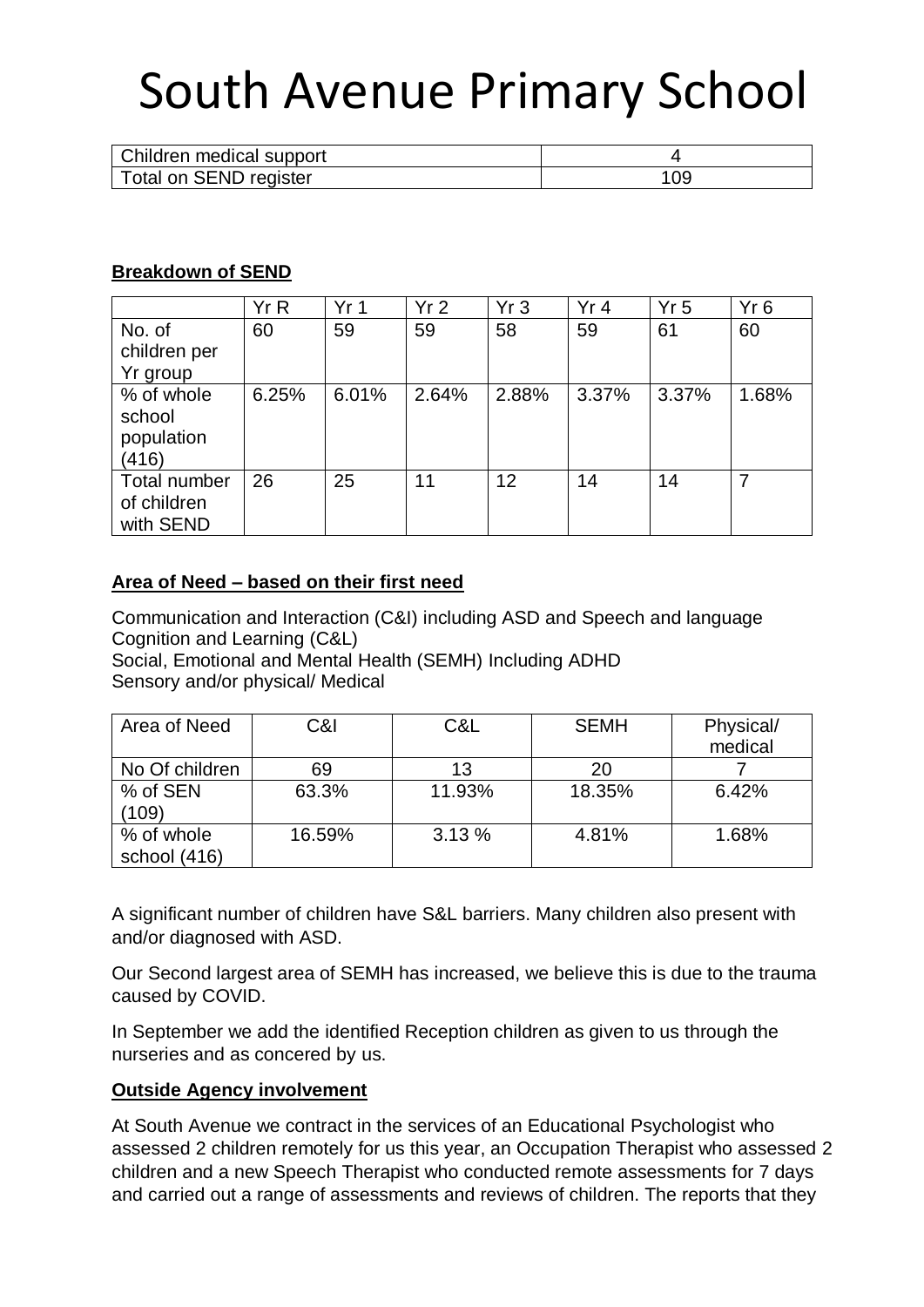# South Avenue Primary School

| Children medical support | 4 |
| --- | --- |
| Total on SEND register | 109 |

**Breakdown of SEND**

| | Yr R | Yr 1 | Yr 2 | Yr 3 | Yr 4 | Yr 5 | Yr 6 |
| --- | --- | --- | --- | --- | --- | --- | --- |
| No. of children per Yr group | 60 | 59 | 59 | 58 | 59 | 61 | 60 |
| % of whole school population (416) | 6.25% | 6.01% | 2.64% | 2.88% | 3.37% | 3.37% | 1.68% |
| Total number of children with SEND | 26 | 25 | 11 | 12 | 14 | 14 | 7 |

**Area of Need – based on their first need**

Communication and Interaction (C&I) including ASD and Speech and language
Cognition and Learning (C&L)
Social, Emotional and Mental Health (SEMH) Including ADHD
Sensory and/or physical/ Medical

| Area of Need | C&I | C&L | SEMH | Physical/ medical |
| --- | --- | --- | --- | --- |
| No Of children | 69 | 13 | 20 | 7 |
| % of SEN (109) | 63.3% | 11.93% | 18.35% | 6.42% |
| % of whole school (416) | 16.59% | 3.13 % | 4.81% | 1.68% |

A significant number of children have S&L barriers. Many children also present with and/or diagnosed with ASD.

Our Second largest area of SEMH has increased, we believe this is due to the trauma caused by COVID.

In September we add the identified Reception children as given to us through the nurseries and as concered by us.

**Outside Agency involvement**

At South Avenue we contract in the services of an Educational Psychologist who assessed 2 children remotely for us this year, an Occupation Therapist who assessed 2 children and a new Speech Therapist who conducted remote assessments for 7 days and carried out a range of assessments and reviews of children. The reports that they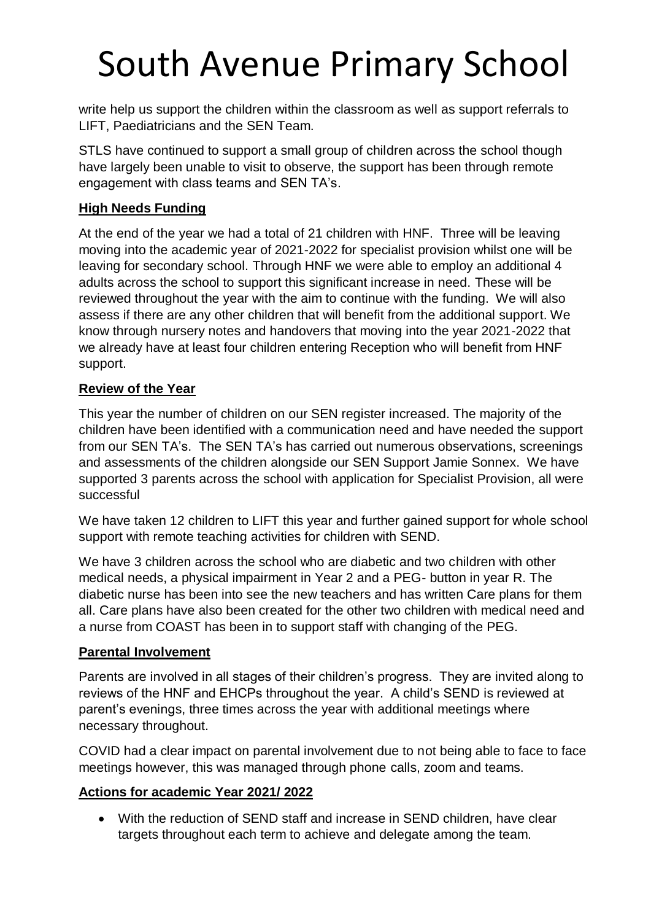write help us support the children within the classroom as well as support referrals to LIFT, Paediatricians and the SEN Team.

STLS have continued to support a small group of children across the school though have largely been unable to visit to observe, the support has been through remote engagement with class teams and SEN TA's.

## High Needs Funding

At the end of the year we had a total of 21 children with HNF. Three will be leaving moving into the academic year of 2021-2022 for specialist provision whilst one will be leaving for secondary school. Through HNF we were able to employ an additional 4 adults across the school to support this significant increase in need. These will be reviewed throughout the year with the aim to continue with the funding. We will also assess if there are any other children that will benefit from the additional support. We know through nursery notes and handovers that moving into the year 2021-2022 that we already have at least four children entering Reception who will benefit from HNF support.

## Review of the Year

This year the number of children on our SEN register increased. The majority of the children have been identified with a communication need and have needed the support from our SEN TA's. The SEN TA's has carried out numerous observations, screenings and assessments of the children alongside our SEN Support Jamie Sonnex. We have supported 3 parents across the school with application for Specialist Provision, all were successful

We have taken 12 children to LIFT this year and further gained support for whole school support with remote teaching activities for children with SEND.

We have 3 children across the school who are diabetic and two children with other medical needs, a physical impairment in Year 2 and a PEG- button in year R. The diabetic nurse has been into see the new teachers and has written Care plans for them all. Care plans have also been created for the other two children with medical need and a nurse from COAST has been in to support staff with changing of the PEG.

## Parental Involvement

Parents are involved in all stages of their children's progress. They are invited along to reviews of the HNF and EHCPs throughout the year. A child's SEND is reviewed at parent's evenings, three times across the year with additional meetings where necessary throughout.

COVID had a clear impact on parental involvement due to not being able to face to face meetings however, this was managed through phone calls, zoom and teams.

## Actions for academic Year 2021/ 2022

- With the reduction of SEND staff and increase in SEND children, have clear targets throughout each term to achieve and delegate among the team.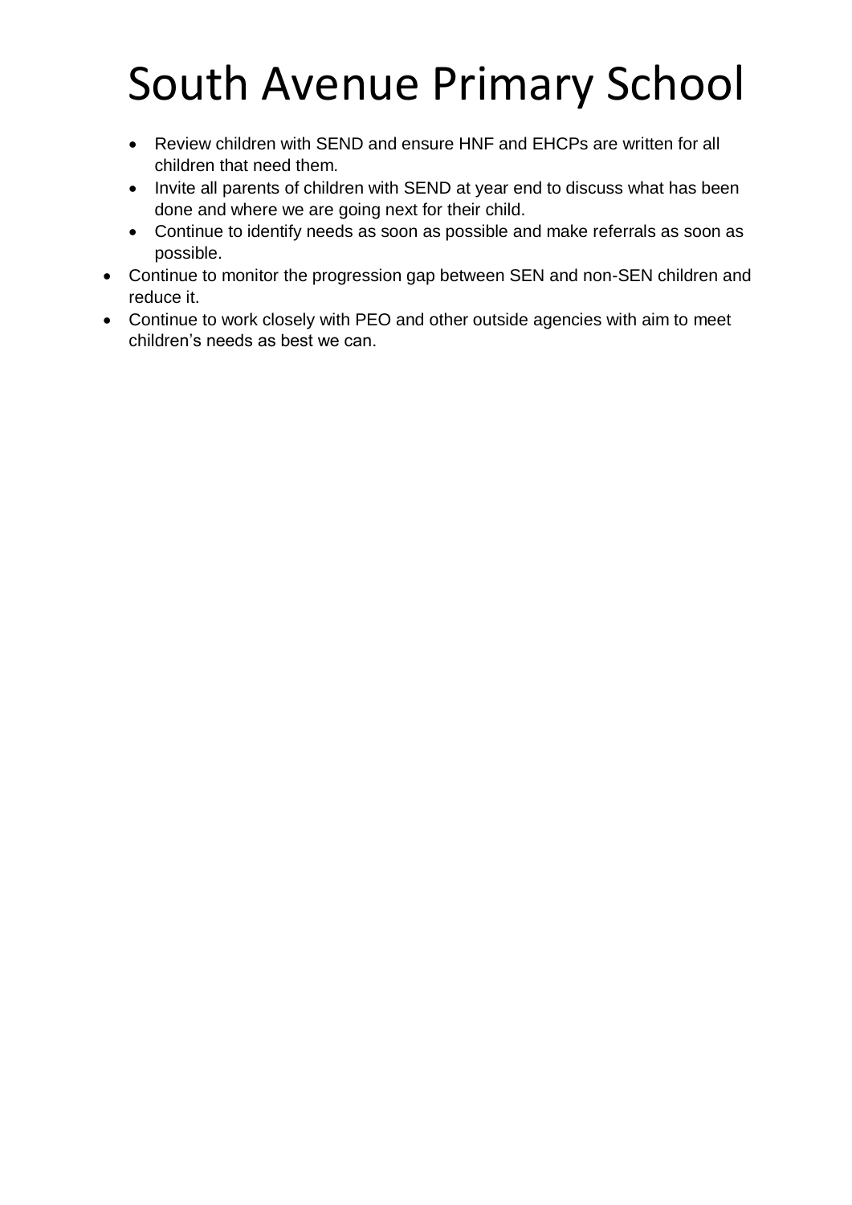- Review children with SEND and ensure HNF and EHCPs are written for all children that need them.
  - Invite all parents of children with SEND at year end to discuss what has been done and where we are going next for their child.
  - Continue to identify needs as soon as possible and make referrals as soon as possible.
- Continue to monitor the progression gap between SEN and non-SEN children and reduce it.
- Continue to work closely with PEO and other outside agencies with aim to meet children's needs as best we can.